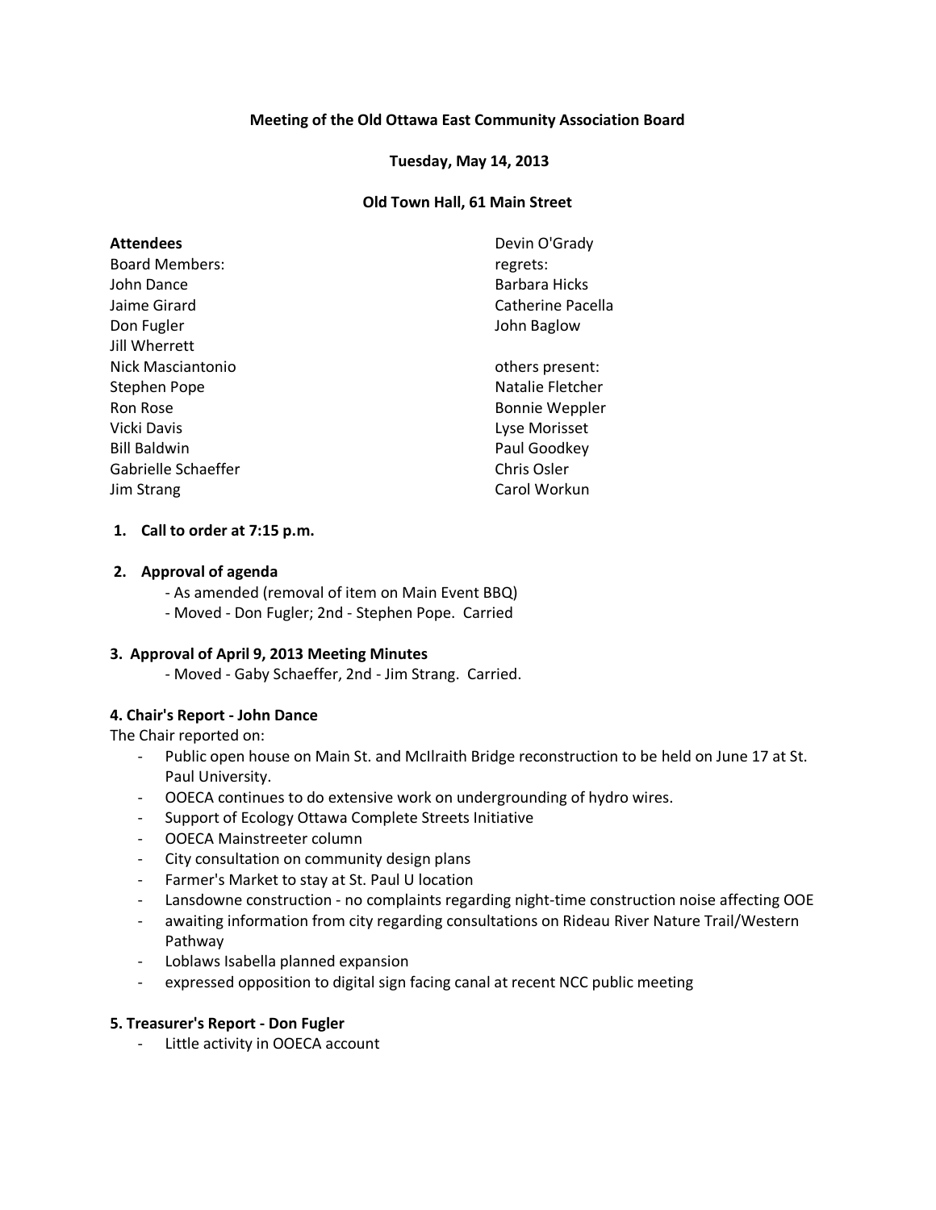**Meeting of the Old Ottawa East Community Association Board**

**Tuesday, May 14, 2013**

**Old Town Hall, 61 Main Street**

**Attendees**

Board Members:
John Dance
Jaime Girard
Don Fugler
Jill Wherrett
Nick Masciantonio
Stephen Pope
Ron Rose
Vicki Davis
Bill Baldwin
Gabrielle Schaeffer
Jim Strang
Devin O'Grady

regrets:
Barbara Hicks
Catherine Pacella
John Baglow

others present:
Natalie Fletcher
Bonnie Weppler
Lyse Morisset
Paul Goodkey
Chris Osler
Carol Workun

**1. Call to order at 7:15 p.m.**

**2. Approval of agenda**

- As amended (removal of item on Main Event BBQ)
- Moved - Don Fugler; 2nd - Stephen Pope. Carried

**3. Approval of April 9, 2013 Meeting Minutes**

- Moved - Gaby Schaeffer, 2nd - Jim Strang. Carried.

**4. Chair's Report - John Dance**

The Chair reported on:

- Public open house on Main St. and McIlraith Bridge reconstruction to be held on June 17 at St. Paul University.
- OOECA continues to do extensive work on undergrounding of hydro wires.
- Support of Ecology Ottawa Complete Streets Initiative
- OOECA Mainstreeter column
- City consultation on community design plans
- Farmer's Market to stay at St. Paul U location
- Lansdowne construction - no complaints regarding night-time construction noise affecting OOE
- awaiting information from city regarding consultations on Rideau River Nature Trail/Western Pathway
- Loblaws Isabella planned expansion
- expressed opposition to digital sign facing canal at recent NCC public meeting

**5. Treasurer's Report - Don Fugler**

- Little activity in OOECA account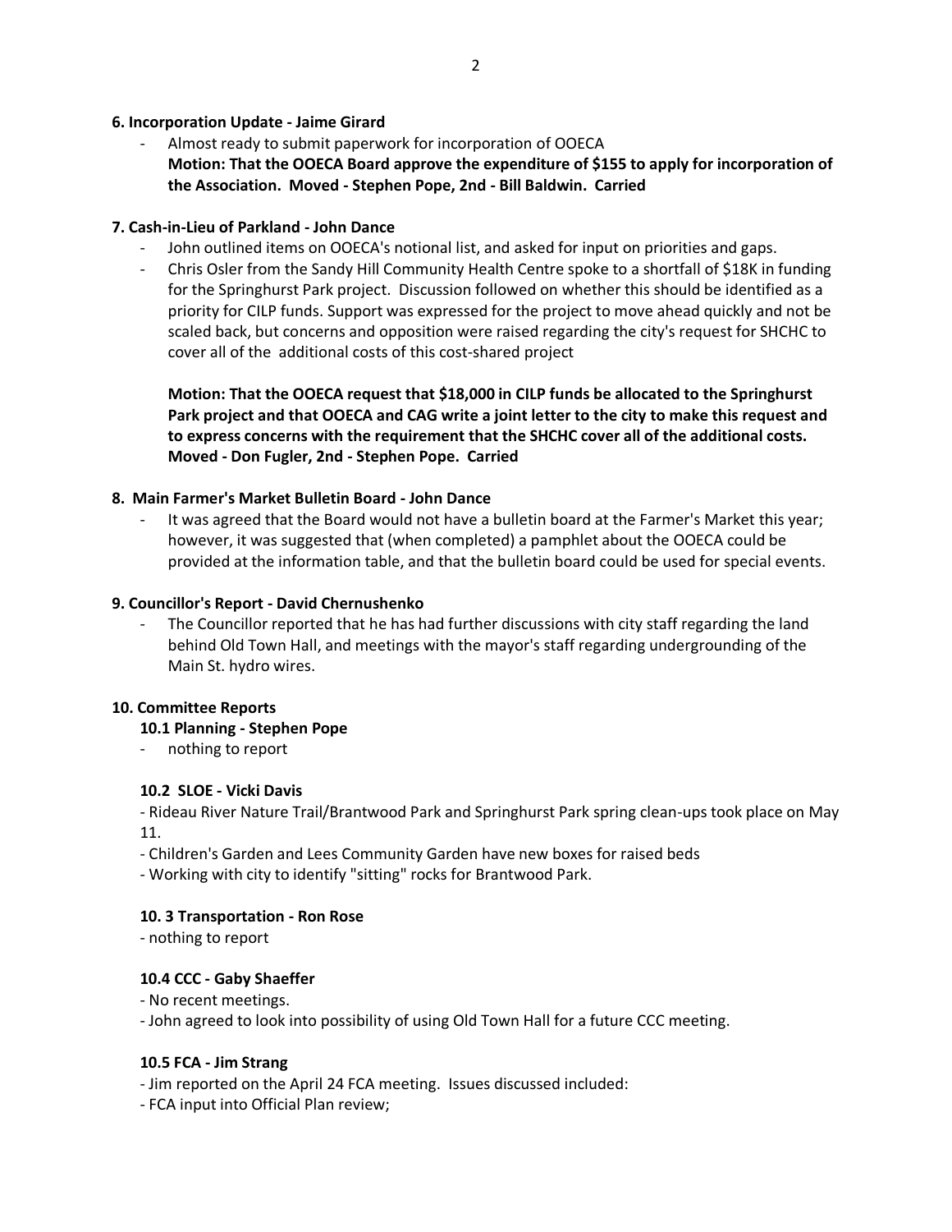**6. Incorporation Update - Jaime Girard**

- Almost ready to submit paperwork for incorporation of OOECA

  **Motion: That the OOECA Board approve the expenditure of $155 to apply for incorporation of the Association. Moved - Stephen Pope, 2nd - Bill Baldwin. Carried**

**7. Cash-in-Lieu of Parkland - John Dance**

- John outlined items on OOECA's notional list, and asked for input on priorities and gaps.
- Chris Osler from the Sandy Hill Community Health Centre spoke to a shortfall of $18K in funding for the Springhurst Park project. Discussion followed on whether this should be identified as a priority for CILP funds. Support was expressed for the project to move ahead quickly and not be scaled back, but concerns and opposition were raised regarding the city's request for SHCHC to cover all of the additional costs of this cost-shared project

  **Motion: That the OOECA request that $18,000 in CILP funds be allocated to the Springhurst Park project and that OOECA and CAG write a joint letter to the city to make this request and to express concerns with the requirement that the SHCHC cover all of the additional costs. Moved - Don Fugler, 2nd - Stephen Pope. Carried**

**8. Main Farmer's Market Bulletin Board - John Dance**

- It was agreed that the Board would not have a bulletin board at the Farmer's Market this year; however, it was suggested that (when completed) a pamphlet about the OOECA could be provided at the information table, and that the bulletin board could be used for special events.

**9. Councillor's Report - David Chernushenko**

- The Councillor reported that he has had further discussions with city staff regarding the land behind Old Town Hall, and meetings with the mayor's staff regarding undergrounding of the Main St. hydro wires.

**10. Committee Reports**

**10.1 Planning - Stephen Pope**

- nothing to report

**10.2 SLOE - Vicki Davis**

- Rideau River Nature Trail/Brantwood Park and Springhurst Park spring clean-ups took place on May 11.
- Children's Garden and Lees Community Garden have new boxes for raised beds
- Working with city to identify "sitting" rocks for Brantwood Park.

**10. 3 Transportation - Ron Rose**

- nothing to report

**10.4 CCC - Gaby Shaeffer**

- No recent meetings.
- John agreed to look into possibility of using Old Town Hall for a future CCC meeting.

**10.5 FCA - Jim Strang**

- Jim reported on the April 24 FCA meeting. Issues discussed included:
- FCA input into Official Plan review;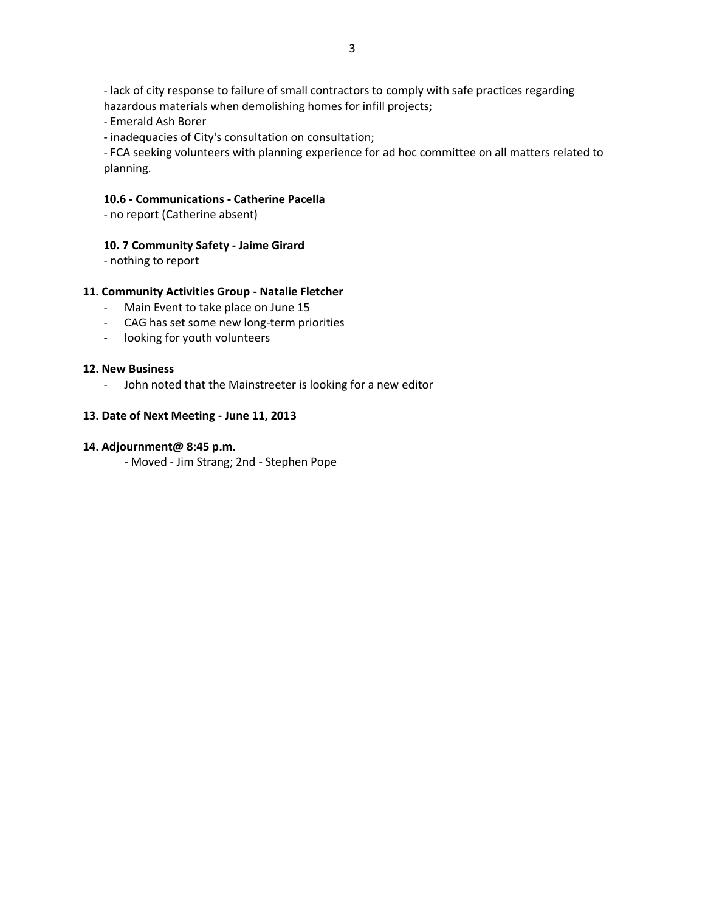- lack of city response to failure of small contractors to comply with safe practices regarding hazardous materials when demolishing homes for infill projects;
- Emerald Ash Borer
- inadequacies of City's consultation on consultation;
- FCA seeking volunteers with planning experience for ad hoc committee on all matters related to planning.

**10.6 - Communications - Catherine Pacella**

- no report (Catherine absent)

**10. 7 Community Safety - Jaime Girard**

- nothing to report

**11. Community Activities Group - Natalie Fletcher**

- Main Event to take place on June 15
- CAG has set some new long-term priorities
- looking for youth volunteers

**12. New Business**

- John noted that the Mainstreeter is looking for a new editor

**13. Date of Next Meeting - June 11, 2013**

**14. Adjournment@ 8:45 p.m.**

- Moved - Jim Strang; 2nd - Stephen Pope